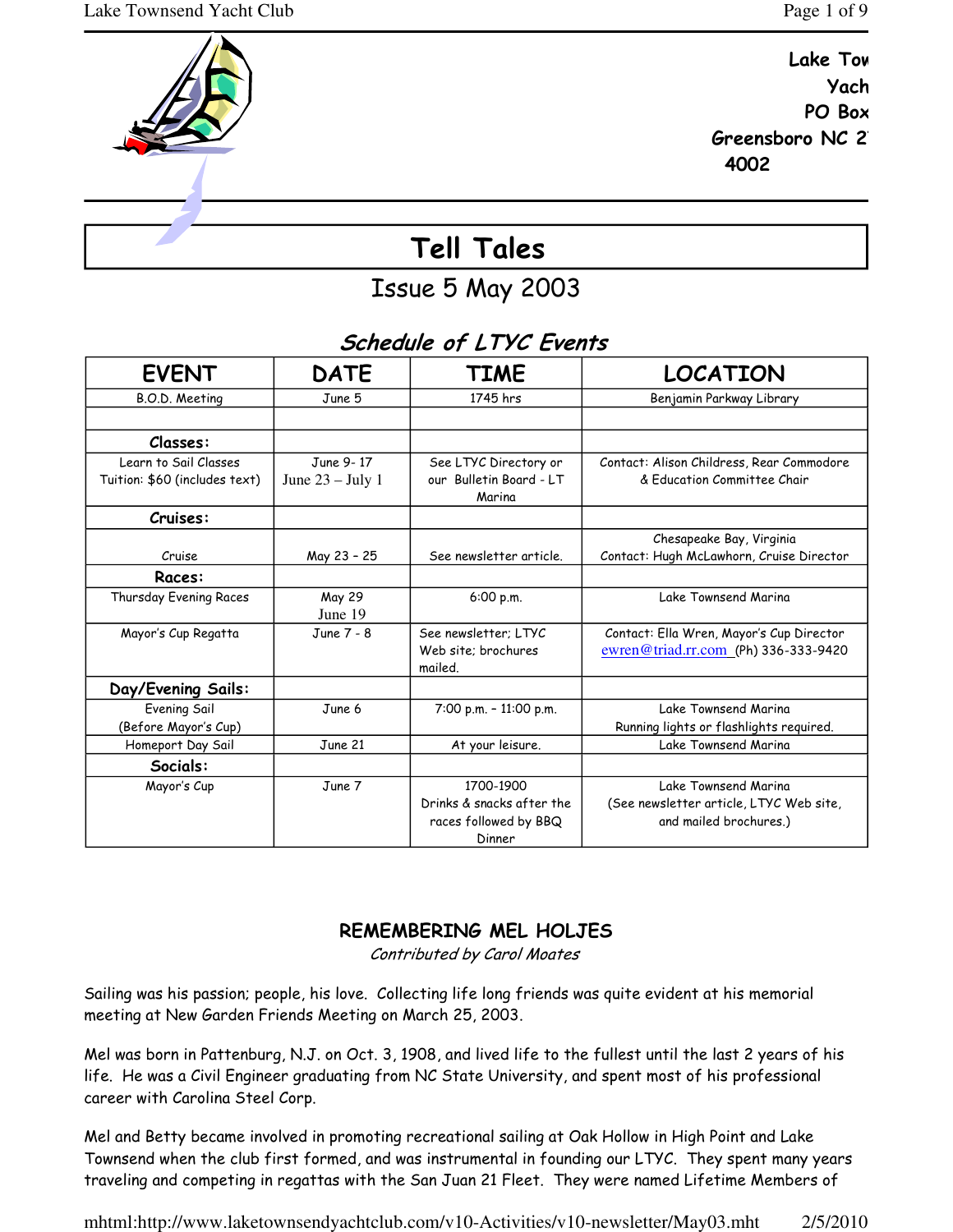Lake Tow
Yach
PO Box
Greensboro NC 2
4002

# Tell Tales

## Issue 5 May 2003

### *Schedule of LTYC Events*

| EVENT | DATE | TIME | LOCATION |
|---|---|---|---|
| B.O.D. Meeting | June 5 | 1745 hrs | Benjamin Parkway Library |
| | | | |
| **Classes:** | | | |
| Learn to Sail Classes Tuition: $60 (includes text) | June 9- 17 June 23 – July 1 | See LTYC Directory or our Bulletin Board - LT Marina | Contact: Alison Childress, Rear Commodore & Education Committee Chair |
| **Cruises:** | | | |
| Cruise | May 23 - 25 | See newsletter article. | Chesapeake Bay, Virginia Contact: Hugh McLawhorn, Cruise Director |
| **Races:** | | | |
| Thursday Evening Races | May 29 June 19 | 6:00 p.m. | Lake Townsend Marina |
| Mayor's Cup Regatta | June 7 - 8 | See newsletter; LTYC Web site; brochures mailed. | Contact: Ella Wren, Mayor's Cup Director ewren@triad.rr.com (Ph) 336-333-9420 |
| **Day/Evening Sails:** | | | |
| Evening Sail (Before Mayor's Cup) | June 6 | 7:00 p.m. - 11:00 p.m. | Lake Townsend Marina Running lights or flashlights required. |
| Homeport Day Sail | June 21 | At your leisure. | Lake Townsend Marina |
| **Socials:** | | | |
| Mayor's Cup | June 7 | 1700-1900 Drinks & snacks after the races followed by BBQ Dinner | Lake Townsend Marina (See newsletter article, LTYC Web site, and mailed brochures.) |

### REMEMBERING MEL HOLJES

*Contributed by Carol Moates*

Sailing was his passion; people, his love. Collecting life long friends was quite evident at his memorial meeting at New Garden Friends Meeting on March 25, 2003.

Mel was born in Pattenburg, N.J. on Oct. 3, 1908, and lived life to the fullest until the last 2 years of his life. He was a Civil Engineer graduating from NC State University, and spent most of his professional career with Carolina Steel Corp.

Mel and Betty became involved in promoting recreational sailing at Oak Hollow in High Point and Lake Townsend when the club first formed, and was instrumental in founding our LTYC. They spent many years traveling and competing in regattas with the San Juan 21 Fleet. They were named Lifetime Members of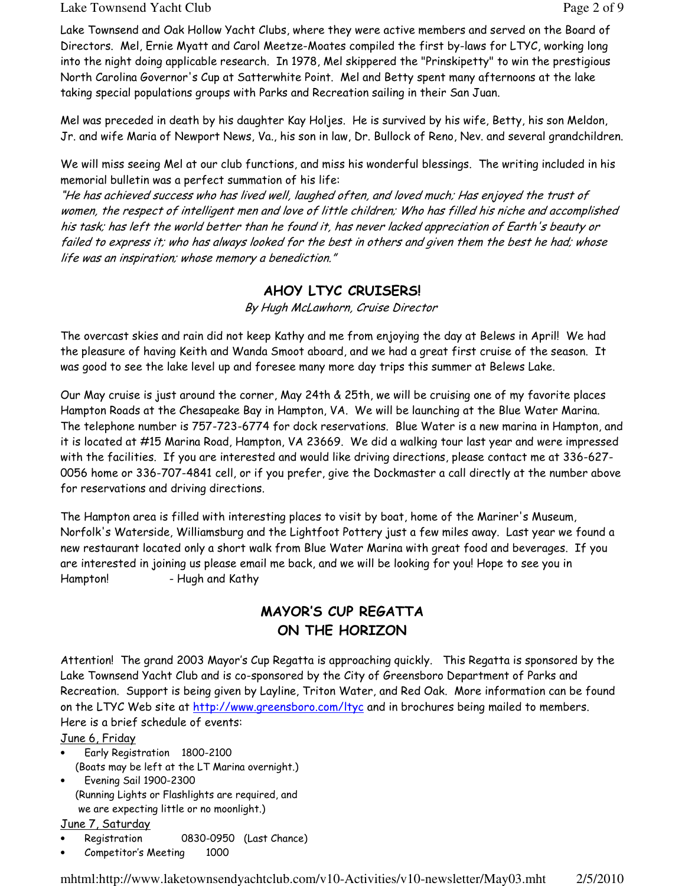Lake Townsend and Oak Hollow Yacht Clubs, where they were active members and served on the Board of Directors. Mel, Ernie Myatt and Carol Meetze-Moates compiled the first by-laws for LTYC, working long into the night doing applicable research. In 1978, Mel skippered the "Prinskipetty" to win the prestigious North Carolina Governor's Cup at Satterwhite Point. Mel and Betty spent many afternoons at the lake taking special populations groups with Parks and Recreation sailing in their San Juan.

Mel was preceded in death by his daughter Kay Holjes. He is survived by his wife, Betty, his son Meldon, Jr. and wife Maria of Newport News, Va., his son in law, Dr. Bullock of Reno, Nev. and several grandchildren.

We will miss seeing Mel at our club functions, and miss his wonderful blessings. The writing included in his memorial bulletin was a perfect summation of his life:

*"He has achieved success who has lived well, laughed often, and loved much; Has enjoyed the trust of women, the respect of intelligent men and love of little children; Who has filled his niche and accomplished his task; has left the world better than he found it, has never lacked appreciation of Earth's beauty or failed to express it; who has always looked for the best in others and given them the best he had; whose life was an inspiration; whose memory a benediction."*

## AHOY LTYC CRUISERS!

*By Hugh McLawhorn, Cruise Director*

The overcast skies and rain did not keep Kathy and me from enjoying the day at Belews in April! We had the pleasure of having Keith and Wanda Smoot aboard, and we had a great first cruise of the season. It was good to see the lake level up and foresee many more day trips this summer at Belews Lake.

Our May cruise is just around the corner, May 24th & 25th, we will be cruising one of my favorite places Hampton Roads at the Chesapeake Bay in Hampton, VA. We will be launching at the Blue Water Marina. The telephone number is 757-723-6774 for dock reservations. Blue Water is a new marina in Hampton, and it is located at #15 Marina Road, Hampton, VA 23669. We did a walking tour last year and were impressed with the facilities. If you are interested and would like driving directions, please contact me at 336-627-0056 home or 336-707-4841 cell, or if you prefer, give the Dockmaster a call directly at the number above for reservations and driving directions.

The Hampton area is filled with interesting places to visit by boat, home of the Mariner's Museum, Norfolk's Waterside, Williamsburg and the Lightfoot Pottery just a few miles away. Last year we found a new restaurant located only a short walk from Blue Water Marina with great food and beverages. If you are interested in joining us please email me back, and we will be looking for you! Hope to see you in Hampton! - Hugh and Kathy

## MAYOR'S CUP REGATTA ON THE HORIZON

Attention! The grand 2003 Mayor's Cup Regatta is approaching quickly. This Regatta is sponsored by the Lake Townsend Yacht Club and is co-sponsored by the City of Greensboro Department of Parks and Recreation. Support is being given by Layline, Triton Water, and Red Oak. More information can be found on the LTYC Web site at http://www.greensboro.com/ltyc and in brochures being mailed to members. Here is a brief schedule of events:

June 6, Friday

- Early Registration 1800-2100
  (Boats may be left at the LT Marina overnight.)
- Evening Sail 1900-2300
  (Running Lights or Flashlights are required, and we are expecting little or no moonlight.)

June 7, Saturday

- Registration 0830-0950 (Last Chance)
- Competitor's Meeting 1000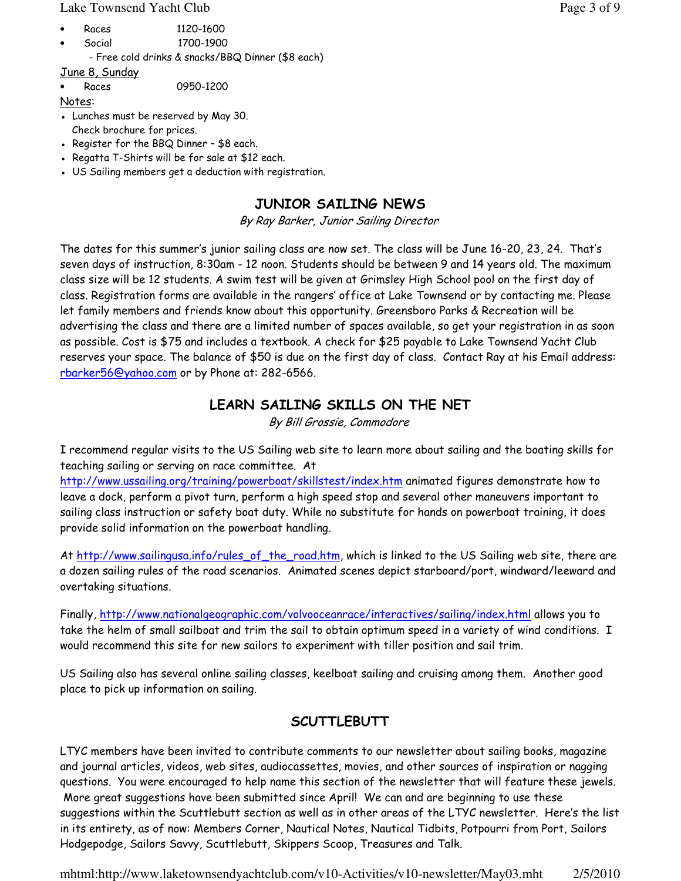- Races 1120-1600
- Social 1700-1900
  - Free cold drinks & snacks/BBQ Dinner ($8 each)

June 8, Sunday

- Races 0950-1200

Notes:

- Lunches must be reserved by May 30.
  Check brochure for prices.
- Register for the BBQ Dinner – $8 each.
- Regatta T-Shirts will be for sale at $12 each.
- US Sailing members get a deduction with registration.

## JUNIOR SAILING NEWS

*By Ray Barker, Junior Sailing Director*

The dates for this summer's junior sailing class are now set. The class will be June 16-20, 23, 24. That's seven days of instruction, 8:30am - 12 noon. Students should be between 9 and 14 years old. The maximum class size will be 12 students. A swim test will be given at Grimsley High School pool on the first day of class. Registration forms are available in the rangers' office at Lake Townsend or by contacting me. Please let family members and friends know about this opportunity. Greensboro Parks & Recreation will be advertising the class and there are a limited number of spaces available, so get your registration in as soon as possible. Cost is $75 and includes a textbook. A check for $25 payable to Lake Townsend Yacht Club reserves your space. The balance of $50 is due on the first day of class. Contact Ray at his Email address: rbarker56@yahoo.com or by Phone at: 282-6566.

## LEARN SAILING SKILLS ON THE NET

*By Bill Grossie, Commodore*

I recommend regular visits to the US Sailing web site to learn more about sailing and the boating skills for teaching sailing or serving on race committee. At http://www.ussailing.org/training/powerboat/skillstest/index.htm animated figures demonstrate how to leave a dock, perform a pivot turn, perform a high speed stop and several other maneuvers important to sailing class instruction or safety boat duty. While no substitute for hands on powerboat training, it does provide solid information on the powerboat handling.

At http://www.sailingusa.info/rules_of_the_road.htm, which is linked to the US Sailing web site, there are a dozen sailing rules of the road scenarios. Animated scenes depict starboard/port, windward/leeward and overtaking situations.

Finally, http://www.nationalgeographic.com/volvooceanrace/interactives/sailing/index.html allows you to take the helm of small sailboat and trim the sail to obtain optimum speed in a variety of wind conditions. I would recommend this site for new sailors to experiment with tiller position and sail trim.

US Sailing also has several online sailing classes, keelboat sailing and cruising among them. Another good place to pick up information on sailing.

## SCUTTLEBUTT

LTYC members have been invited to contribute comments to our newsletter about sailing books, magazine and journal articles, videos, web sites, audiocassettes, movies, and other sources of inspiration or nagging questions. You were encouraged to help name this section of the newsletter that will feature these jewels. More great suggestions have been submitted since April! We can and are beginning to use these suggestions within the Scuttlebutt section as well as in other areas of the LTYC newsletter. Here's the list in its entirety, as of now: Members Corner, Nautical Notes, Nautical Tidbits, Potpourri from Port, Sailors Hodgepodge, Sailors Savvy, Scuttlebutt, Skippers Scoop, Treasures and Talk.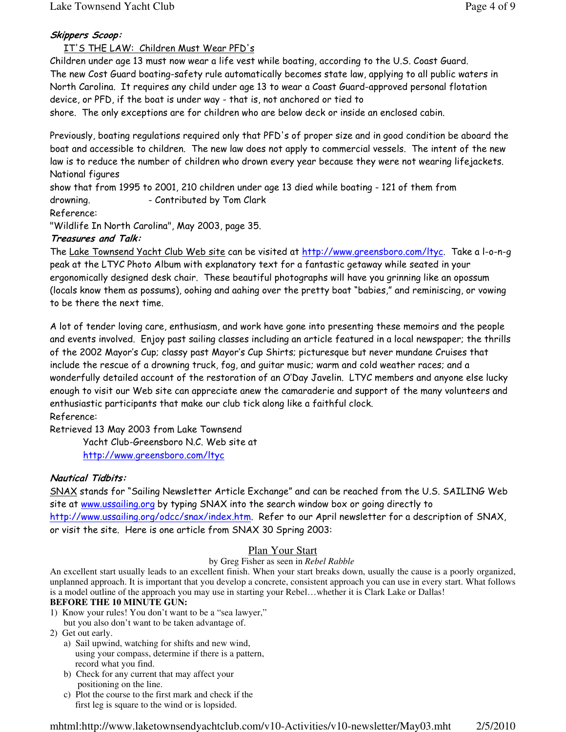***Skippers Scoop:***

IT'S THE LAW: Children Must Wear PFD's

Children under age 13 must now wear a life vest while boating, according to the U.S. Coast Guard. The new Cost Guard boating-safety rule automatically becomes state law, applying to all public waters in North Carolina. It requires any child under age 13 to wear a Coast Guard-approved personal flotation device, or PFD, if the boat is under way - that is, not anchored or tied to shore. The only exceptions are for children who are below deck or inside an enclosed cabin.

Previously, boating regulations required only that PFD's of proper size and in good condition be aboard the boat and accessible to children. The new law does not apply to commercial vessels. The intent of the new law is to reduce the number of children who drown every year because they were not wearing lifejackets. National figures show that from 1995 to 2001, 210 children under age 13 died while boating - 121 of them from drowning. - Contributed by Tom Clark

Reference:
"Wildlife In North Carolina", May 2003, page 35.

***Treasures and Talk:***

The Lake Townsend Yacht Club Web site can be visited at http://www.greensboro.com/ltyc. Take a l-o-n-g peak at the LTYC Photo Album with explanatory text for a fantastic getaway while seated in your ergonomically designed desk chair. These beautiful photographs will have you grinning like an opossum (locals know them as possums), oohing and aahing over the pretty boat "babies," and reminiscing, or vowing to be there the next time.

A lot of tender loving care, enthusiasm, and work have gone into presenting these memoirs and the people and events involved. Enjoy past sailing classes including an article featured in a local newspaper; the thrills of the 2002 Mayor's Cup; classy past Mayor's Cup Shirts; picturesque but never mundane Cruises that include the rescue of a drowning truck, fog, and guitar music; warm and cold weather races; and a wonderfully detailed account of the restoration of an O'Day Javelin. LTYC members and anyone else lucky enough to visit our Web site can appreciate anew the camaraderie and support of the many volunteers and enthusiastic participants that make our club tick along like a faithful clock.

Reference:
Retrieved 13 May 2003 from Lake Townsend Yacht Club-Greensboro N.C. Web site at http://www.greensboro.com/ltyc

***Nautical Tidbits:***

SNAX stands for "Sailing Newsletter Article Exchange" and can be reached from the U.S. SAILING Web site at www.ussailing.org by typing SNAX into the search window box or going directly to http://www.ussailing.org/odcc/snax/index.htm. Refer to our April newsletter for a description of SNAX, or visit the site. Here is one article from SNAX 30 Spring 2003:

## Plan Your Start

by Greg Fisher as seen in *Rebel Rabble*

An excellent start usually leads to an excellent finish. When your start breaks down, usually the cause is a poorly organized, unplanned approach. It is important that you develop a concrete, consistent approach you can use in every start. What follows is a model outline of the approach you may use in starting your Rebel…whether it is Clark Lake or Dallas!

**BEFORE THE 10 MINUTE GUN:**

1) Know your rules! You don't want to be a "sea lawyer," but you also don't want to be taken advantage of.
2) Get out early.
   a) Sail upwind, watching for shifts and new wind, using your compass, determine if there is a pattern, record what you find.
   b) Check for any current that may affect your positioning on the line.
   c) Plot the course to the first mark and check if the first leg is square to the wind or is lopsided.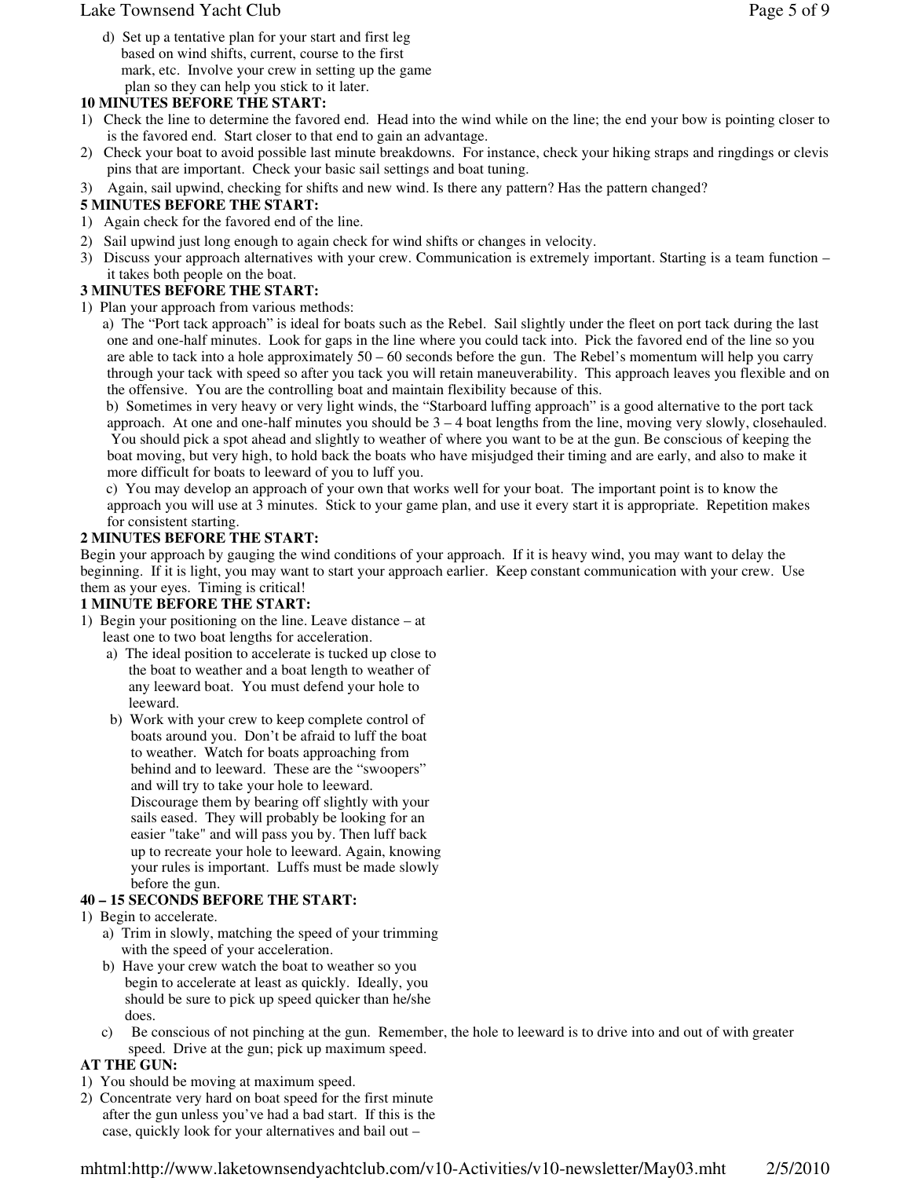d) Set up a tentative plan for your start and first leg based on wind shifts, current, course to the first mark, etc. Involve your crew in setting up the game plan so they can help you stick to it later.

**10 MINUTES BEFORE THE START:**

1) Check the line to determine the favored end. Head into the wind while on the line; the end your bow is pointing closer to is the favored end. Start closer to that end to gain an advantage.
2) Check your boat to avoid possible last minute breakdowns. For instance, check your hiking straps and ringdings or clevis pins that are important. Check your basic sail settings and boat tuning.
3) Again, sail upwind, checking for shifts and new wind. Is there any pattern? Has the pattern changed?

**5 MINUTES BEFORE THE START:**

1) Again check for the favored end of the line.
2) Sail upwind just long enough to again check for wind shifts or changes in velocity.
3) Discuss your approach alternatives with your crew. Communication is extremely important. Starting is a team function – it takes both people on the boat.

**3 MINUTES BEFORE THE START:**

1) Plan your approach from various methods:
   a) The "Port tack approach" is ideal for boats such as the Rebel. Sail slightly under the fleet on port tack during the last one and one-half minutes. Look for gaps in the line where you could tack into. Pick the favored end of the line so you are able to tack into a hole approximately 50 – 60 seconds before the gun. The Rebel's momentum will help you carry through your tack with speed so after you tack you will retain maneuverability. This approach leaves you flexible and on the offensive. You are the controlling boat and maintain flexibility because of this.
   b) Sometimes in very heavy or very light winds, the "Starboard luffing approach" is a good alternative to the port tack approach. At one and one-half minutes you should be 3 – 4 boat lengths from the line, moving very slowly, closehauled. You should pick a spot ahead and slightly to weather of where you want to be at the gun. Be conscious of keeping the boat moving, but very high, to hold back the boats who have misjudged their timing and are early, and also to make it more difficult for boats to leeward of you to luff you.
   c) You may develop an approach of your own that works well for your boat. The important point is to know the approach you will use at 3 minutes. Stick to your game plan, and use it every start it is appropriate. Repetition makes for consistent starting.

**2 MINUTES BEFORE THE START:**

Begin your approach by gauging the wind conditions of your approach. If it is heavy wind, you may want to delay the beginning. If it is light, you may want to start your approach earlier. Keep constant communication with your crew. Use them as your eyes. Timing is critical!

**1 MINUTE BEFORE THE START:**

1) Begin your positioning on the line. Leave distance – at least one to two boat lengths for acceleration.
   a) The ideal position to accelerate is tucked up close to the boat to weather and a boat length to weather of any leeward boat. You must defend your hole to leeward.
   b) Work with your crew to keep complete control of boats around you. Don't be afraid to luff the boat to weather. Watch for boats approaching from behind and to leeward. These are the "swoopers" and will try to take your hole to leeward. Discourage them by bearing off slightly with your sails eased. They will probably be looking for an easier "take" and will pass you by. Then luff back up to recreate your hole to leeward. Again, knowing your rules is important. Luffs must be made slowly before the gun.

**40 – 15 SECONDS BEFORE THE START:**

1) Begin to accelerate.
   a) Trim in slowly, matching the speed of your trimming with the speed of your acceleration.
   b) Have your crew watch the boat to weather so you begin to accelerate at least as quickly. Ideally, you should be sure to pick up speed quicker than he/she does.
   c) Be conscious of not pinching at the gun. Remember, the hole to leeward is to drive into and out of with greater speed. Drive at the gun; pick up maximum speed.

**AT THE GUN:**

1) You should be moving at maximum speed.
2) Concentrate very hard on boat speed for the first minute after the gun unless you've had a bad start. If this is the case, quickly look for your alternatives and bail out –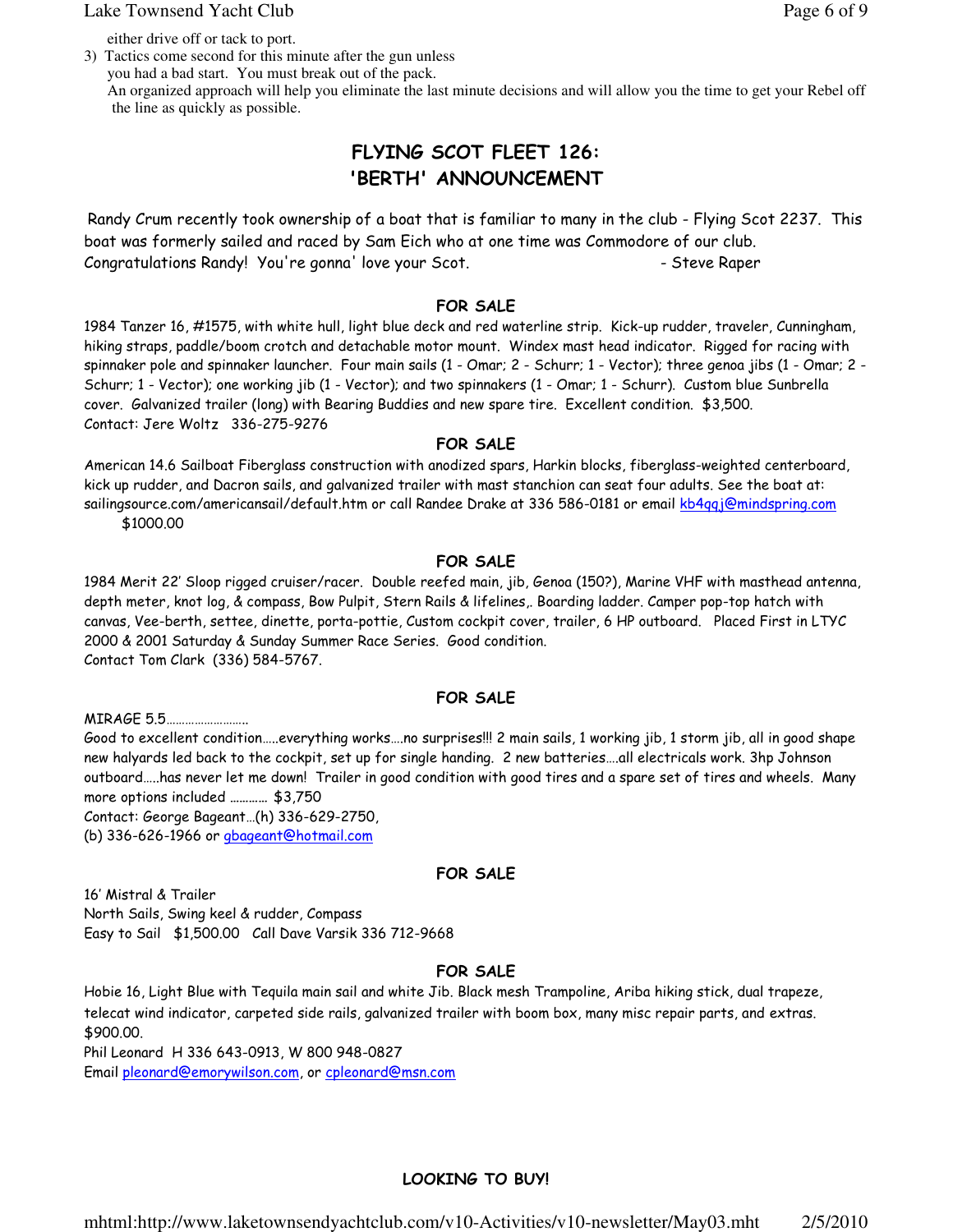either drive off or tack to port.

3) Tactics come second for this minute after the gun unless you had a bad start. You must break out of the pack.

An organized approach will help you eliminate the last minute decisions and will allow you the time to get your Rebel off the line as quickly as possible.

## FLYING SCOT FLEET 126: 'BERTH' ANNOUNCEMENT

Randy Crum recently took ownership of a boat that is familiar to many in the club - Flying Scot 2237. This boat was formerly sailed and raced by Sam Eich who at one time was Commodore of our club. Congratulations Randy! You're gonna' love your Scot. - Steve Raper

### FOR SALE

1984 Tanzer 16, #1575, with white hull, light blue deck and red waterline strip. Kick-up rudder, traveler, Cunningham, hiking straps, paddle/boom crotch and detachable motor mount. Windex mast head indicator. Rigged for racing with spinnaker pole and spinnaker launcher. Four main sails (1 - Omar; 2 - Schurr; 1 - Vector); three genoa jibs (1 - Omar; 2 - Schurr; 1 - Vector); one working jib (1 - Vector); and two spinnakers (1 - Omar; 1 - Schurr). Custom blue Sunbrella cover. Galvanized trailer (long) with Bearing Buddies and new spare tire. Excellent condition. $3,500.
Contact: Jere Woltz 336-275-9276

### FOR SALE

American 14.6 Sailboat Fiberglass construction with anodized spars, Harkin blocks, fiberglass-weighted centerboard, kick up rudder, and Dacron sails, and galvanized trailer with mast stanchion can seat four adults. See the boat at: sailingsource.com/americansail/default.htm or call Randee Drake at 336 586-0181 or email kb4qqj@mindspring.com
$1000.00

### FOR SALE

1984 Merit 22' Sloop rigged cruiser/racer. Double reefed main, jib, Genoa (150?), Marine VHF with masthead antenna, depth meter, knot log, & compass, Bow Pulpit, Stern Rails & lifelines,. Boarding ladder. Camper pop-top hatch with canvas, Vee-berth, settee, dinette, porta-pottie, Custom cockpit cover, trailer, 6 HP outboard. Placed First in LTYC 2000 & 2001 Saturday & Sunday Summer Race Series. Good condition.
Contact Tom Clark (336) 584-5767.

### FOR SALE

MIRAGE 5.5………………………
Good to excellent condition…..everything works….no surprises!!! 2 main sails, 1 working jib, 1 storm jib, all in good shape new halyards led back to the cockpit, set up for single handing. 2 new batteries….all electricals work. 3hp Johnson outboard…..has never let me down! Trailer in good condition with good tires and a spare set of tires and wheels. Many more options included ………… $3,750
Contact: George Bageant…(h) 336-629-2750,
(b) 336-626-1966 or gbageant@hotmail.com

### FOR SALE

16' Mistral & Trailer
North Sails, Swing keel & rudder, Compass
Easy to Sail $1,500.00 Call Dave Varsik 336 712-9668

### FOR SALE

Hobie 16, Light Blue with Tequila main sail and white Jib. Black mesh Trampoline, Ariba hiking stick, dual trapeze, telecat wind indicator, carpeted side rails, galvanized trailer with boom box, many misc repair parts, and extras. $900.00.
Phil Leonard H 336 643-0913, W 800 948-0827
Email pleonard@emorywilson.com, or cpleonard@msn.com

### LOOKING TO BUY!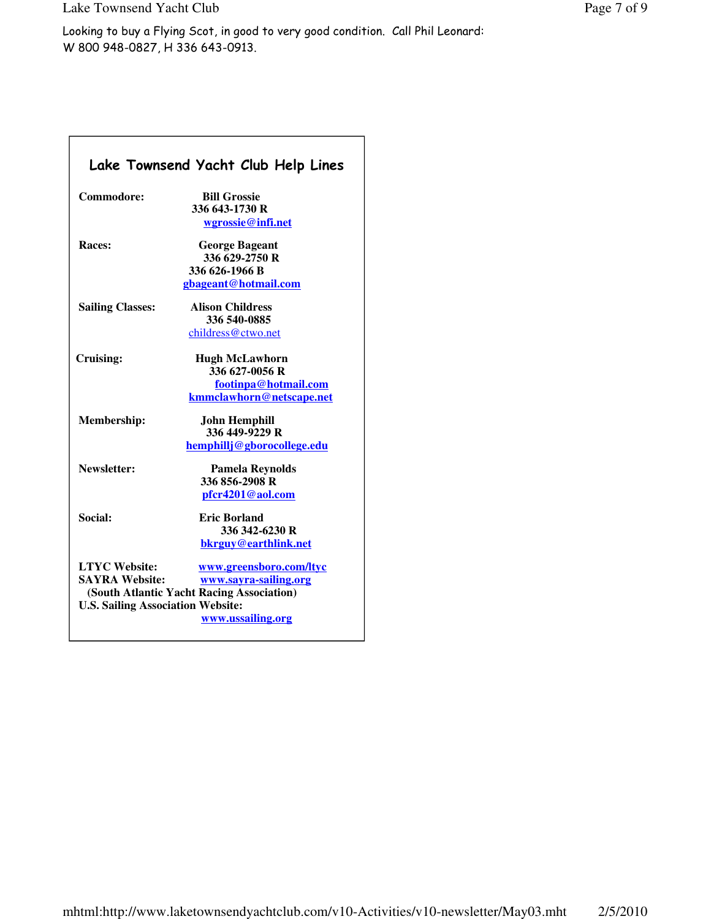Looking to buy a Flying Scot, in good to very good condition. Call Phil Leonard:
W 800 948-0827, H 336 643-0913.

## Lake Townsend Yacht Club Help Lines

**Commodore:** **Bill Grossie**
**336 643-1730 R**
**wgrossie@infi.net**

**Races:** **George Bageant**
**336 629-2750 R**
**336 626-1966 B**
**gbageant@hotmail.com**

**Sailing Classes:** **Alison Childress**
**336 540-0885**
childress@ctwo.net

**Cruising:** **Hugh McLawhorn**
**336 627-0056 R**
**footinpa@hotmail.com**
**kmmclawhorn@netscape.net**

**Membership:** **John Hemphill**
**336 449-9229 R**
**hemphillj@gborocollege.edu**

**Newsletter:** **Pamela Reynolds**
**336 856-2908 R**
**pfcr4201@aol.com**

**Social:** **Eric Borland**
**336 342-6230 R**
**bkrguy@earthlink.net**

**LTYC Website:** **www.greensboro.com/ltyc**
**SAYRA Website:** **www.sayra-sailing.org**
**(South Atlantic Yacht Racing Association)**
**U.S. Sailing Association Website:**
**www.ussailing.org**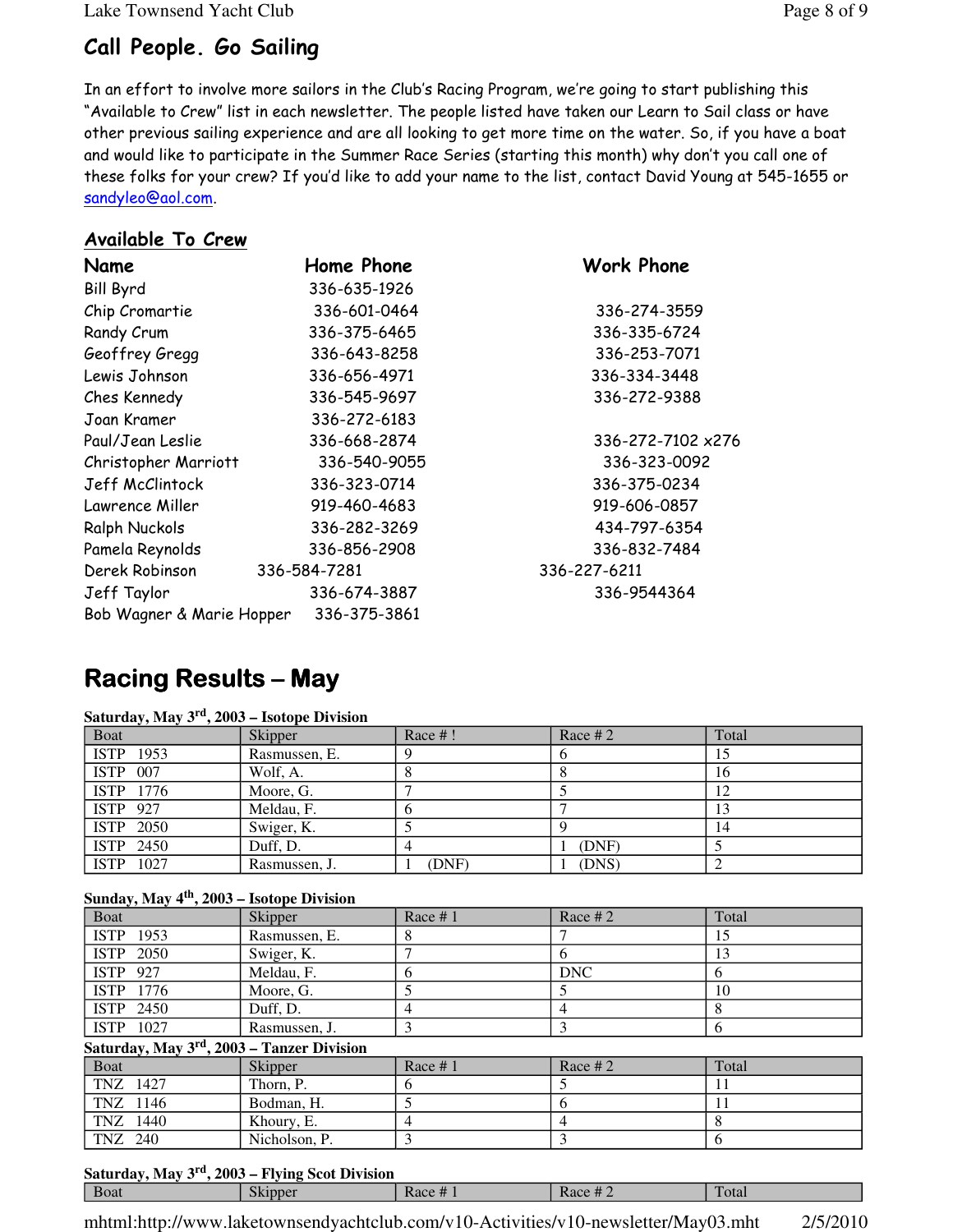## Call People. Go Sailing

In an effort to involve more sailors in the Club's Racing Program, we're going to start publishing this "Available to Crew" list in each newsletter. The people listed have taken our Learn to Sail class or have other previous sailing experience and are all looking to get more time on the water. So, if you have a boat and would like to participate in the Summer Race Series (starting this month) why don't you call one of these folks for your crew? If you'd like to add your name to the list, contact David Young at 545-1655 or sandyleo@aol.com.

### Available To Crew

| Name | Home Phone | Work Phone |
|---|---|---|
| Bill Byrd | 336-635-1926 | |
| Chip Cromartie | 336-601-0464 | 336-274-3559 |
| Randy Crum | 336-375-6465 | 336-335-6724 |
| Geoffrey Gregg | 336-643-8258 | 336-253-7071 |
| Lewis Johnson | 336-656-4971 | 336-334-3448 |
| Ches Kennedy | 336-545-9697 | 336-272-9388 |
| Joan Kramer | 336-272-6183 | |
| Paul/Jean Leslie | 336-668-2874 | 336-272-7102 x276 |
| Christopher Marriott | 336-540-9055 | 336-323-0092 |
| Jeff McClintock | 336-323-0714 | 336-375-0234 |
| Lawrence Miller | 919-460-4683 | 919-606-0857 |
| Ralph Nuckols | 336-282-3269 | 434-797-6354 |
| Pamela Reynolds | 336-856-2908 | 336-832-7484 |
| Derek Robinson | 336-584-7281 | 336-227-6211 |
| Jeff Taylor | 336-674-3887 | 336-9544364 |
| Bob Wagner & Marie Hopper | 336-375-3861 | |

# Racing Results – May

**Saturday, May 3rd, 2003 – Isotope Division**

| Boat | Skipper | Race # ! | Race # 2 | Total |
|---|---|---|---|---|
| ISTP 1953 | Rasmussen, E. | 9 | 6 | 15 |
| ISTP 007 | Wolf, A. | 8 | 8 | 16 |
| ISTP 1776 | Moore, G. | 7 | 5 | 12 |
| ISTP 927 | Meldau, F. | 6 | 7 | 13 |
| ISTP 2050 | Swiger, K. | 5 | 9 | 14 |
| ISTP 2450 | Duff, D. | 4 | 1 (DNF) | 5 |
| ISTP 1027 | Rasmussen, J. | 1 (DNF) | 1 (DNS) | 2 |

**Sunday, May 4th, 2003 – Isotope Division**

| Boat | Skipper | Race # 1 | Race # 2 | Total |
|---|---|---|---|---|
| ISTP 1953 | Rasmussen, E. | 8 | 7 | 15 |
| ISTP 2050 | Swiger, K. | 7 | 6 | 13 |
| ISTP 927 | Meldau, F. | 6 | DNC | 6 |
| ISTP 1776 | Moore, G. | 5 | 5 | 10 |
| ISTP 2450 | Duff, D. | 4 | 4 | 8 |
| ISTP 1027 | Rasmussen, J. | 3 | 3 | 6 |

**Saturday, May 3rd, 2003 – Tanzer Division**

| Boat | Skipper | Race # 1 | Race # 2 | Total |
|---|---|---|---|---|
| TNZ 1427 | Thorn, P. | 6 | 5 | 11 |
| TNZ 1146 | Bodman, H. | 5 | 6 | 11 |
| TNZ 1440 | Khoury, E. | 4 | 4 | 8 |
| TNZ 240 | Nicholson, P. | 3 | 3 | 6 |

**Saturday, May 3rd, 2003 – Flying Scot Division**

| Boat | Skipper | Race # 1 | Race # 2 | Total |
|---|---|---|---|---|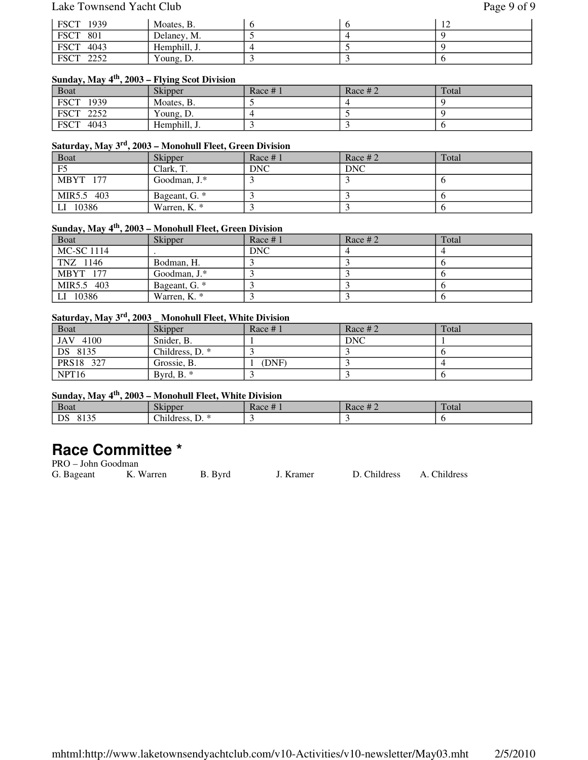| | | | | |
|---|---|---|---|---|
| FSCT 1939 | Moates, B. | 6 | 6 | 12 |
| FSCT 801 | Delaney, M. | 5 | 4 | 9 |
| FSCT 4043 | Hemphill, J. | 4 | 5 | 9 |
| FSCT 2252 | Young, D. | 3 | 3 | 6 |

**Sunday, May 4th, 2003 – Flying Scot Division**

| Boat | Skipper | Race # 1 | Race # 2 | Total |
|---|---|---|---|---|
| FSCT 1939 | Moates, B. | 5 | 4 | 9 |
| FSCT 2252 | Young, D. | 4 | 5 | 9 |
| FSCT 4043 | Hemphill, J. | 3 | 3 | 6 |

**Saturday, May 3rd, 2003 – Monohull Fleet, Green Division**

| Boat | Skipper | Race # 1 | Race # 2 | Total |
|---|---|---|---|---|
| F5 | Clark, T. | DNC | DNC | |
| MBYT 177 | Goodman, J.* | 3 | 3 | 6 |
| MIR5.5 403 | Bageant, G. * | 3 | 3 | 6 |
| LI 10386 | Warren, K. * | 3 | 3 | 6 |

**Sunday, May 4th, 2003 – Monohull Fleet, Green Division**

| Boat | Skipper | Race # 1 | Race # 2 | Total |
|---|---|---|---|---|
| MC-SC 1114 | . | DNC | 4 | 4 |
| TNZ 1146 | Bodman, H. | 3 | 3 | 6 |
| MBYT 177 | Goodman, J.* | 3 | 3 | 6 |
| MIR5.5 403 | Bageant, G. * | 3 | 3 | 6 |
| LI 10386 | Warren, K. * | 3 | 3 | 6 |

**Saturday, May 3rd, 2003 _ Monohull Fleet, White Division**

| Boat | Skipper | Race # 1 | Race # 2 | Total |
|---|---|---|---|---|
| JAV 4100 | Snider, B. | 1 | DNC | 1 |
| DS 8135 | Childress, D. * | 3 | 3 | 6 |
| PRS18 327 | Grossie, B. | 1 (DNF) | 3 | 4 |
| NPT16 | Byrd, B. * | 3 | 3 | 6 |

**Sunday, May 4th, 2003 – Monohull Fleet, White Division**

| Boat | Skipper | Race # 1 | Race # 2 | Total |
|---|---|---|---|---|
| DS 8135 | Childress, D. * | 3 | 3 | 6 |

## Race Committee *

PRO – John Goodman

G. Bageant K. Warren B. Byrd J. Kramer D. Childress A. Childress